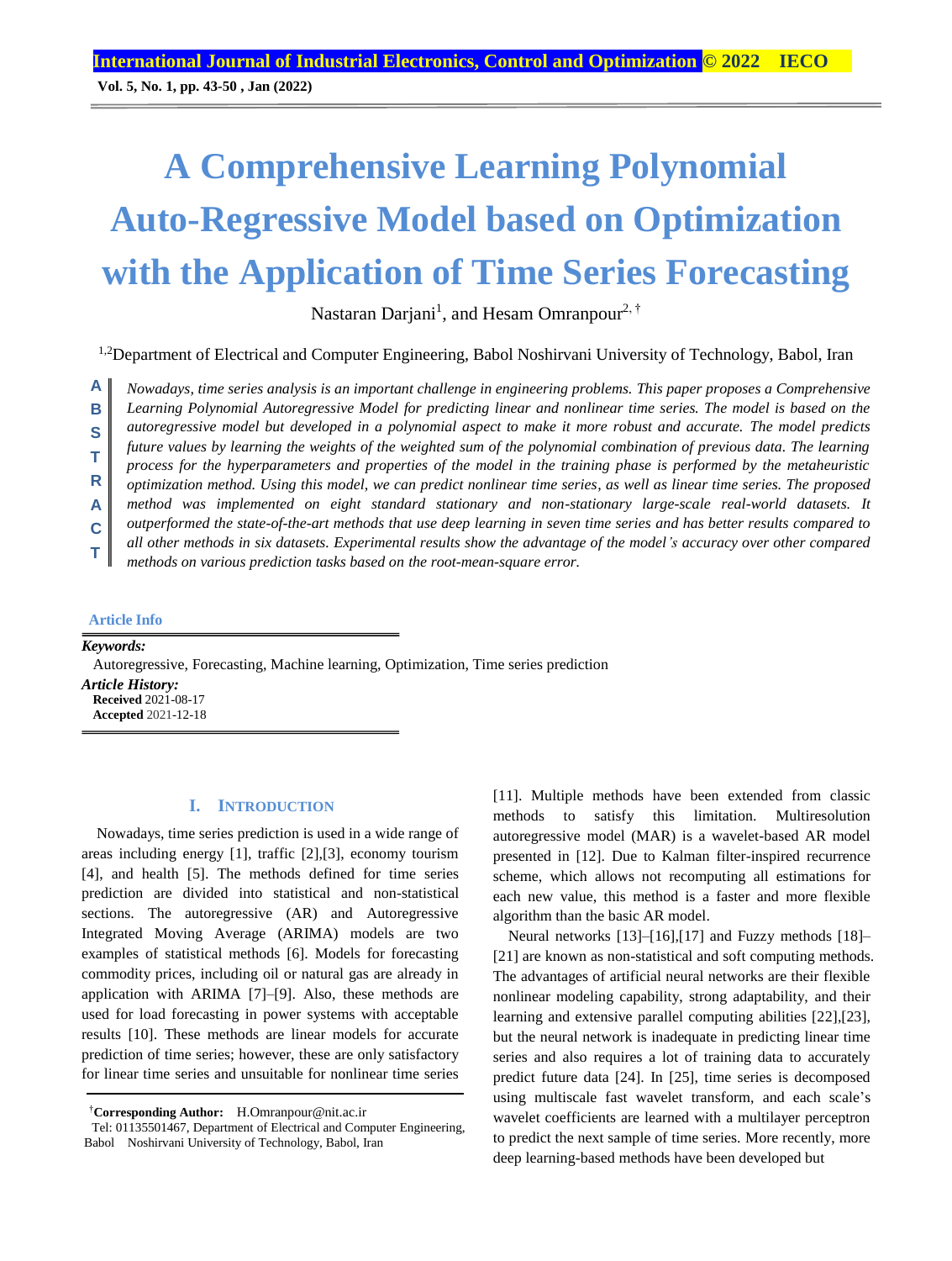# A Comprehensive Learning Polynomial Auto-Regressive Model based on Optimization with the Application of Time Series Forecasting

Nastaran Darjani[1], and Hesam Omranpour[2, †]

[1,2]Department of Electrical and Computer Engineering, Babol Noshirvani University of Technology, Babol, Iran

**ABSTRACT**

*Nowadays, time series analysis is an important challenge in engineering problems. This paper proposes a Comprehensive Learning Polynomial Autoregressive Model for predicting linear and nonlinear time series. The model is based on the autoregressive model but developed in a polynomial aspect to make it more robust and accurate. The model predicts future values by learning the weights of the weighted sum of the polynomial combination of previous data. The learning process for the hyperparameters and properties of the model in the training phase is performed by the metaheuristic optimization method. Using this model, we can predict nonlinear time series, as well as linear time series. The proposed method was implemented on eight standard stationary and non-stationary large-scale real-world datasets. It outperformed the state-of-the-art methods that use deep learning in seven time series and has better results compared to all other methods in six datasets. Experimental results show the advantage of the model's accuracy over other compared methods on various prediction tasks based on the root-mean-square error.*

**Article Info**

***Keywords:***
Autoregressive, Forecasting, Machine learning, Optimization, Time series prediction

***Article History:***
**Received** 2021-08-17
**Accepted** 2021-12-18

## I. INTRODUCTION

Nowadays, time series prediction is used in a wide range of areas including energy [1], traffic [2],[3], economy tourism [4], and health [5]. The methods defined for time series prediction are divided into statistical and non-statistical sections. The autoregressive (AR) and Autoregressive Integrated Moving Average (ARIMA) models are two examples of statistical methods [6]. Models for forecasting commodity prices, including oil or natural gas are already in application with ARIMA [7]–[9]. Also, these methods are used for load forecasting in power systems with acceptable results [10]. These methods are linear models for accurate prediction of time series; however, these are only satisfactory for linear time series and unsuitable for nonlinear time series [11]. Multiple methods have been extended from classic methods to satisfy this limitation. Multiresolution autoregressive model (MAR) is a wavelet-based AR model presented in [12]. Due to Kalman filter-inspired recurrence scheme, which allows not recomputing all estimations for each new value, this method is a faster and more flexible algorithm than the basic AR model.

Neural networks [13]–[16],[17] and Fuzzy methods [18]–[21] are known as non-statistical and soft computing methods. The advantages of artificial neural networks are their flexible nonlinear modeling capability, strong adaptability, and their learning and extensive parallel computing abilities [22],[23], but the neural network is inadequate in predicting linear time series and also requires a lot of training data to accurately predict future data [24]. In [25], time series is decomposed using multiscale fast wavelet transform, and each scale's wavelet coefficients are learned with a multilayer perceptron to predict the next sample of time series. More recently, more deep learning-based methods have been developed but

†**Corresponding Author:** H.Omranpour@nit.ac.ir
Tel: 01135501467, Department of Electrical and Computer Engineering, Babol Noshirvani University of Technology, Babol, Iran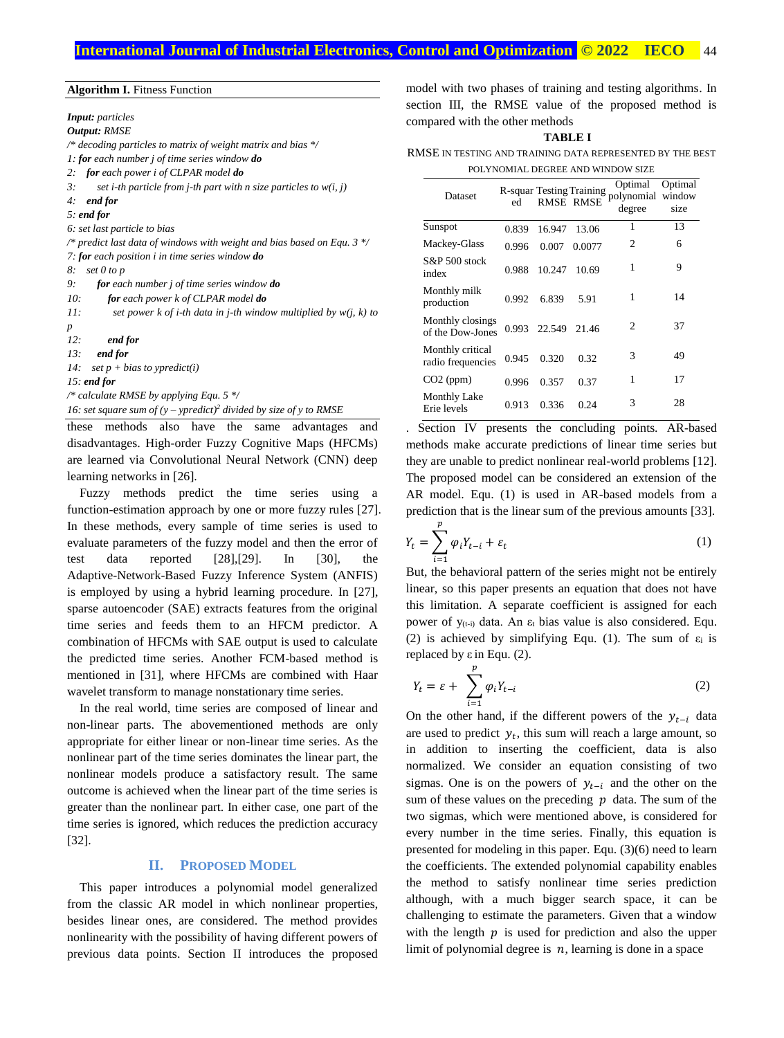**Algorithm I.** Fitness Function

```
Input: particles
Output: RMSE
/* decoding particles to matrix of weight matrix and bias */
1: for each number j of time series window do
2:   for each power i of CLPAR model do
3:     set i-th particle from j-th part with n size particles to w(i, j)
4:   end for
5: end for
6: set last particle to bias
/* predict last data of windows with weight and bias based on Equ. 3 */
7: for each position i in time series window do
8:   set 0 to p
9:   for each number j of time series window do
10:    for each power k of CLPAR model do
11:      set power k of i-th data in j-th window multiplied by w(j, k) to p
12:    end for
13:  end for
14:  set p + bias to ypredict(i)
15: end for
/* calculate RMSE by applying Equ. 5 */
16: set square sum of (y – ypredict)^2 divided by size of y to RMSE
```

these methods also have the same advantages and disadvantages. High-order Fuzzy Cognitive Maps (HFCMs) are learned via Convolutional Neural Network (CNN) deep learning networks in [26].

Fuzzy methods predict the time series using a function-estimation approach by one or more fuzzy rules [27]. In these methods, every sample of time series is used to evaluate parameters of the fuzzy model and then the error of test data reported [28],[29]. In [30], the Adaptive-Network-Based Fuzzy Inference System (ANFIS) is employed by using a hybrid learning procedure. In [27], sparse autoencoder (SAE) extracts features from the original time series and feeds them to an HFCM predictor. A combination of HFCMs with SAE output is used to calculate the predicted time series. Another FCM-based method is mentioned in [31], where HFCMs are combined with Haar wavelet transform to manage nonstationary time series.

In the real world, time series are composed of linear and non-linear parts. The abovementioned methods are only appropriate for either linear or non-linear time series. As the nonlinear part of the time series dominates the linear part, the nonlinear models produce a satisfactory result. The same outcome is achieved when the linear part of the time series is greater than the nonlinear part. In either case, one part of the time series is ignored, which reduces the prediction accuracy [32].

## II. Proposed Model

This paper introduces a polynomial model generalized from the classic AR model in which nonlinear properties, besides linear ones, are considered. The method provides nonlinearity with the possibility of having different powers of previous data points. Section II introduces the proposed model with two phases of training and testing algorithms. In section III, the RMSE value of the proposed method is compared with the other methods

**TABLE I**

RMSE in testing and training data represented by the best polynomial degree and window size

| Dataset | R-squared | Testing RMSE | Training RMSE | Optimal polynomial degree | Optimal window size |
|---|---|---|---|---|---|
| Sunspot | 0.839 | 16.947 | 13.06 | 1 | 13 |
| Mackey-Glass | 0.996 | 0.007 | 0.0077 | 2 | 6 |
| S&P 500 stock index | 0.988 | 10.247 | 10.69 | 1 | 9 |
| Monthly milk production | 0.992 | 6.839 | 5.91 | 1 | 14 |
| Monthly closings of the Dow-Jones | 0.993 | 22.549 | 21.46 | 2 | 37 |
| Monthly critical radio frequencies | 0.945 | 0.320 | 0.32 | 3 | 49 |
| CO2 (ppm) | 0.996 | 0.357 | 0.37 | 1 | 17 |
| Monthly Lake Erie levels | 0.913 | 0.336 | 0.24 | 3 | 28 |

. Section IV presents the concluding points. AR-based methods make accurate predictions of linear time series but they are unable to predict nonlinear real-world problems [12]. The proposed model can be considered an extension of the AR model. Equ. (1) is used in AR-based models from a prediction that is the linear sum of the previous amounts [33].

$$Y_t = \sum_{i=1}^{p} \varphi_i Y_{t-i} + \varepsilon_t \tag{1}$$

But, the behavioral pattern of the series might not be entirely linear, so this paper presents an equation that does not have this limitation. A separate coefficient is assigned for each power of $y_{(t-i)}$ data. An $\varepsilon_t$ bias value is also considered. Equ. (2) is achieved by simplifying Equ. (1). The sum of $\varepsilon_i$ is replaced by $\varepsilon$ in Equ. (2).

$$Y_t = \varepsilon + \sum_{i=1}^{p} \varphi_i Y_{t-i} \tag{2}$$

On the other hand, if the different powers of the $y_{t-i}$ data are used to predict $y_t$, this sum will reach a large amount, so in addition to inserting the coefficient, data is also normalized. We consider an equation consisting of two sigmas. One is on the powers of $y_{t-i}$ and the other on the sum of these values on the preceding $p$ data. The sum of the two sigmas, which were mentioned above, is considered for every number in the time series. Finally, this equation is presented for modeling in this paper. Equ. (3)(6) need to learn the coefficients. The extended polynomial capability enables the method to satisfy nonlinear time series prediction although, with a much bigger search space, it can be challenging to estimate the parameters. Given that a window with the length $p$ is used for prediction and also the upper limit of polynomial degree is $n$, learning is done in a space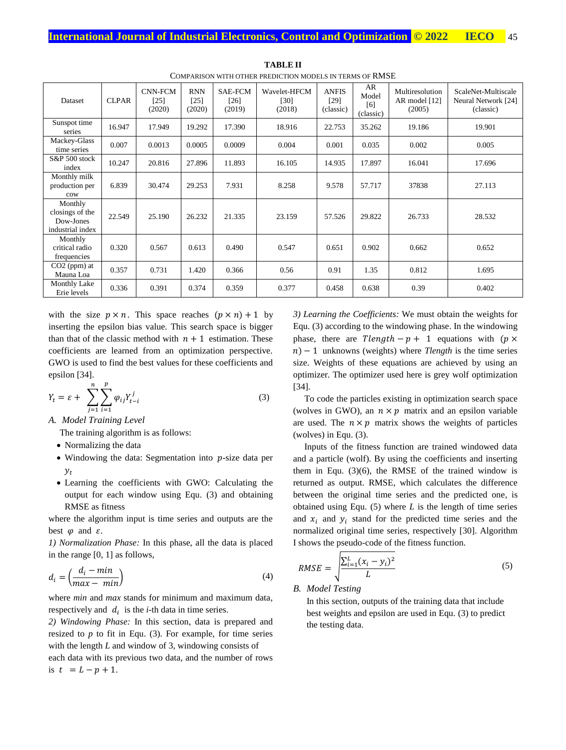**TABLE II**

COMPARISON WITH OTHER PREDICTION MODELS IN TERMS OF RMSE

| Dataset | CLPAR | CNN-FCM [25] (2020) | RNN [25] (2020) | SAE-FCM [26] (2019) | Wavelet-HFCM [30] (2018) | ANFIS [29] (classic) | AR Model [6] (classic) | Multiresolution AR model [12] (2005) | ScaleNet-Multiscale Neural Network [24] (classic) |
|---|---|---|---|---|---|---|---|---|---|
| Sunspot time series | 16.947 | 17.949 | 19.292 | 17.390 | 18.916 | 22.753 | 35.262 | 19.186 | 19.901 |
| Mackey-Glass time series | 0.007 | 0.0013 | 0.0005 | 0.0009 | 0.004 | 0.001 | 0.035 | 0.002 | 0.005 |
| S&P 500 stock index | 10.247 | 20.816 | 27.896 | 11.893 | 16.105 | 14.935 | 17.897 | 16.041 | 17.696 |
| Monthly milk production per cow | 6.839 | 30.474 | 29.253 | 7.931 | 8.258 | 9.578 | 57.717 | 37838 | 27.113 |
| Monthly closings of the Dow-Jones industrial index | 22.549 | 25.190 | 26.232 | 21.335 | 23.159 | 57.526 | 29.822 | 26.733 | 28.532 |
| Monthly critical radio frequencies | 0.320 | 0.567 | 0.613 | 0.490 | 0.547 | 0.651 | 0.902 | 0.662 | 0.652 |
| $CO_2$ (ppm) at Mauna Loa | 0.357 | 0.731 | 1.420 | 0.366 | 0.56 | 0.91 | 1.35 | 0.812 | 1.695 |
| Monthly Lake Erie levels | 0.336 | 0.391 | 0.374 | 0.359 | 0.377 | 0.458 | 0.638 | 0.39 | 0.402 |

with the size $p \times n$. This space reaches $(p \times n) + 1$ by inserting the epsilon bias value. This search space is bigger than that of the classic method with $n + 1$ estimation. These coefficients are learned from an optimization perspective. GWO is used to find the best values for these coefficients and epsilon [34].

$$Y_t = \varepsilon + \sum_{j=1}^{n} \sum_{i=1}^{p} \varphi_{ij} Y_{t-i}^{j} \tag{3}$$

### A. Model Training Level

The training algorithm is as follows:

- Normalizing the data
- Windowing the data: Segmentation into $p$-size data per $y_t$
- Learning the coefficients with GWO: Calculating the output for each window using Equ. (3) and obtaining RMSE as fitness

where the algorithm input is time series and outputs are the best $\varphi$ and $\varepsilon$.

*1) Normalization Phase:* In this phase, all the data is placed in the range [0, 1] as follows,

$$d_i = \left(\frac{d_i - min}{max - min}\right) \tag{4}$$

where *min* and *max* stands for minimum and maximum data, respectively and $d_i$ is the *i*-th data in time series.

*2) Windowing Phase:* In this section, data is prepared and resized to $p$ to fit in Equ. (3). For example, for time series with the length $L$ and window of 3, windowing consists of each data with its previous two data, and the number of rows is $t = L - p + 1$.

*3) Learning the Coefficients:* We must obtain the weights for Equ. (3) according to the windowing phase. In the windowing phase, there are $Tlength - p + 1$ equations with $(p \times n) - 1$ unknowns (weights) where *Tlength* is the time series size. Weights of these equations are achieved by using an optimizer. The optimizer used here is grey wolf optimization [34].

To code the particles existing in optimization search space (wolves in GWO), an $n \times p$ matrix and an epsilon variable are used. The $n \times p$ matrix shows the weights of particles (wolves) in Equ. (3).

Inputs of the fitness function are trained windowed data and a particle (wolf). By using the coefficients and inserting them in Equ. (3)(6), the RMSE of the trained window is returned as output. RMSE, which calculates the difference between the original time series and the predicted one, is obtained using Equ. (5) where $L$ is the length of time series and $x_i$ and $y_i$ stand for the predicted time series and the normalized original time series, respectively [30]. Algorithm I shows the pseudo-code of the fitness function.

$$RMSE = \sqrt{\frac{\sum_{i=1}^{L}(x_i - y_i)^2}{L}} \tag{5}$$

### B. Model Testing

In this section, outputs of the training data that include best weights and epsilon are used in Equ. (3) to predict the testing data.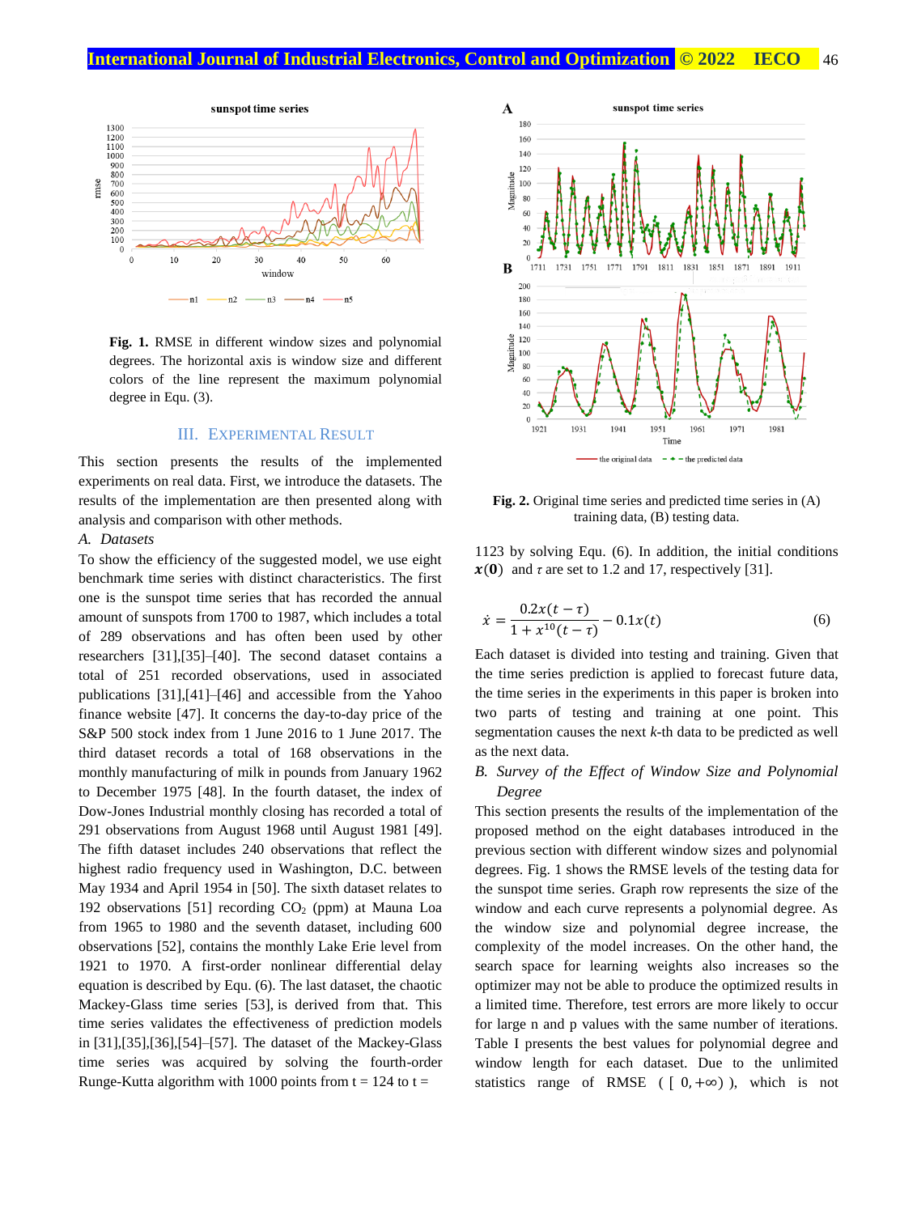**Fig. 1.** RMSE in different window sizes and polynomial degrees. The horizontal axis is window size and different colors of the line represent the maximum polynomial degree in Equ. (3).

## III. Experimental Result

This section presents the results of the implemented experiments on real data. First, we introduce the datasets. The results of the implementation are then presented along with analysis and comparison with other methods.

### *A. Datasets*

To show the efficiency of the suggested model, we use eight benchmark time series with distinct characteristics. The first one is the sunspot time series that has recorded the annual amount of sunspots from 1700 to 1987, which includes a total of 289 observations and has often been used by other researchers [31],[35]–[40]. The second dataset contains a total of 251 recorded observations, used in associated publications [31],[41]–[46] and accessible from the Yahoo finance website [47]. It concerns the day-to-day price of the S&P 500 stock index from 1 June 2016 to 1 June 2017. The third dataset records a total of 168 observations in the monthly manufacturing of milk in pounds from January 1962 to December 1975 [48]. In the fourth dataset, the index of Dow-Jones Industrial monthly closing has recorded a total of 291 observations from August 1968 until August 1981 [49]. The fifth dataset includes 240 observations that reflect the highest radio frequency used in Washington, D.C. between May 1934 and April 1954 in [50]. The sixth dataset relates to 192 observations [51] recording $CO_2$ (ppm) at Mauna Loa from 1965 to 1980 and the seventh dataset, including 600 observations [52], contains the monthly Lake Erie level from 1921 to 1970. A first-order nonlinear differential delay equation is described by Equ. (6). The last dataset, the chaotic Mackey-Glass time series [53], is derived from that. This time series validates the effectiveness of prediction models in [31],[35],[36],[54]–[57]. The dataset of the Mackey-Glass time series was acquired by solving the fourth-order Runge-Kutta algorithm with 1000 points from t = 124 to t = 1123 by solving Equ. (6). In addition, the initial conditions $\boldsymbol{x}(\boldsymbol{0})$ and $\tau$ are set to 1.2 and 17, respectively [31].

**Fig. 2.** Original time series and predicted time series in (A) training data, (B) testing data.

$$\dot{x} = \frac{0.2x(t-\tau)}{1+x^{10}(t-\tau)} - 0.1x(t) \tag{6}$$

Each dataset is divided into testing and training. Given that the time series prediction is applied to forecast future data, the time series in the experiments in this paper is broken into two parts of testing and training at one point. This segmentation causes the next *k*-th data to be predicted as well as the next data.

### *B. Survey of the Effect of Window Size and Polynomial Degree*

This section presents the results of the implementation of the proposed method on the eight databases introduced in the previous section with different window sizes and polynomial degrees. Fig. 1 shows the RMSE levels of the testing data for the sunspot time series. Graph row represents the size of the window and each curve represents a polynomial degree. As the window size and polynomial degree increase, the complexity of the model increases. On the other hand, the search space for learning weights also increases so the optimizer may not be able to produce the optimized results in a limited time. Therefore, test errors are more likely to occur for large n and p values with the same number of iterations. Table I presents the best values for polynomial degree and window length for each dataset. Due to the unlimited statistics range of RMSE ( $[0, +\infty)$ ), which is not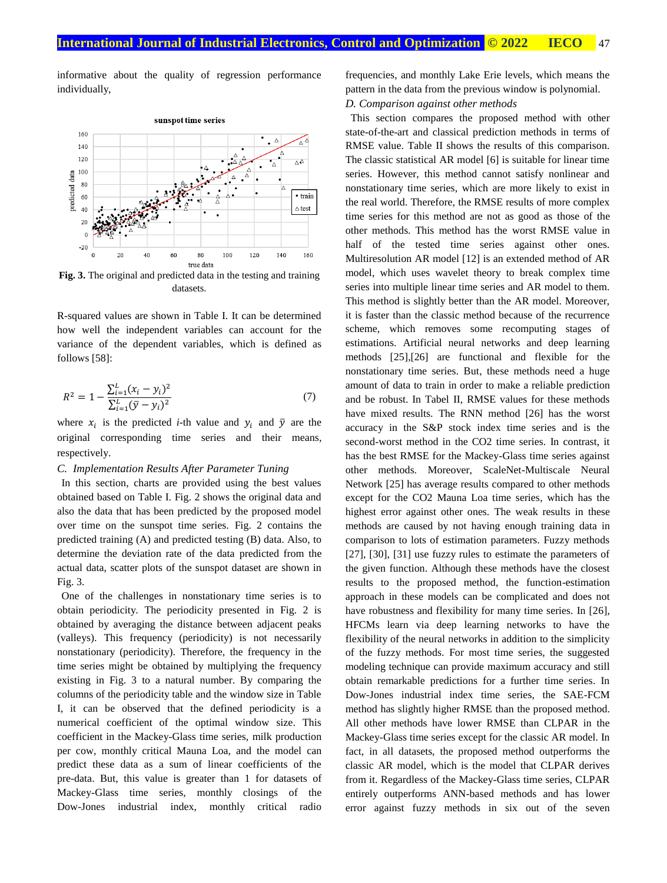informative about the quality of regression performance individually,

**Fig. 3.** The original and predicted data in the testing and training datasets.

R-squared values are shown in Table I. It can be determined how well the independent variables can account for the variance of the dependent variables, which is defined as follows [58]:

$$R^2 = 1 - \frac{\sum_{i=1}^{L}(x_i - y_i)^2}{\sum_{i=1}^{L}(\bar{y} - y_i)^2} \tag{7}$$

where $x_i$ is the predicted *i*-th value and $y_i$ and $\bar{y}$ are the original corresponding time series and their means, respectively.

### *C. Implementation Results After Parameter Tuning*

In this section, charts are provided using the best values obtained based on Table I. Fig. 2 shows the original data and also the data that has been predicted by the proposed model over time on the sunspot time series. Fig. 2 contains the predicted training (A) and predicted testing (B) data. Also, to determine the deviation rate of the data predicted from the actual data, scatter plots of the sunspot dataset are shown in Fig. 3.

One of the challenges in nonstationary time series is to obtain periodicity. The periodicity presented in Fig. 2 is obtained by averaging the distance between adjacent peaks (valleys). This frequency (periodicity) is not necessarily nonstationary (periodicity). Therefore, the frequency in the time series might be obtained by multiplying the frequency existing in Fig. 3 to a natural number. By comparing the columns of the periodicity table and the window size in Table I, it can be observed that the defined periodicity is a numerical coefficient of the optimal window size. This coefficient in the Mackey-Glass time series, milk production per cow, monthly critical Mauna Loa, and the model can predict these data as a sum of linear coefficients of the pre-data. But, this value is greater than 1 for datasets of Mackey-Glass time series, monthly closings of the Dow-Jones industrial index, monthly critical radio frequencies, and monthly Lake Erie levels, which means the pattern in the data from the previous window is polynomial.

### *D. Comparison against other methods*

This section compares the proposed method with other state-of-the-art and classical prediction methods in terms of RMSE value. Table II shows the results of this comparison. The classic statistical AR model [6] is suitable for linear time series. However, this method cannot satisfy nonlinear and nonstationary time series, which are more likely to exist in the real world. Therefore, the RMSE results of more complex time series for this method are not as good as those of the other methods. This method has the worst RMSE value in half of the tested time series against other ones. Multiresolution AR model [12] is an extended method of AR model, which uses wavelet theory to break complex time series into multiple linear time series and AR model to them. This method is slightly better than the AR model. Moreover, it is faster than the classic method because of the recurrence scheme, which removes some recomputing stages of estimations. Artificial neural networks and deep learning methods [25],[26] are functional and flexible for the nonstationary time series. But, these methods need a huge amount of data to train in order to make a reliable prediction and be robust. In Tabel II, RMSE values for these methods have mixed results. The RNN method [26] has the worst accuracy in the S&P stock index time series and is the second-worst method in the CO2 time series. In contrast, it has the best RMSE for the Mackey-Glass time series against other methods. Moreover, ScaleNet-Multiscale Neural Network [25] has average results compared to other methods except for the CO2 Mauna Loa time series, which has the highest error against other ones. The weak results in these methods are caused by not having enough training data in comparison to lots of estimation parameters. Fuzzy methods [27], [30], [31] use fuzzy rules to estimate the parameters of the given function. Although these methods have the closest results to the proposed method, the function-estimation approach in these models can be complicated and does not have robustness and flexibility for many time series. In [26], HFCMs learn via deep learning networks to have the flexibility of the neural networks in addition to the simplicity of the fuzzy methods. For most time series, the suggested modeling technique can provide maximum accuracy and still obtain remarkable predictions for a further time series. In Dow-Jones industrial index time series, the SAE-FCM method has slightly higher RMSE than the proposed method. All other methods have lower RMSE than CLPAR in the Mackey-Glass time series except for the classic AR model. In fact, in all datasets, the proposed method outperforms the classic AR model, which is the model that CLPAR derives from it. Regardless of the Mackey-Glass time series, CLPAR entirely outperforms ANN-based methods and has lower error against fuzzy methods in six out of the seven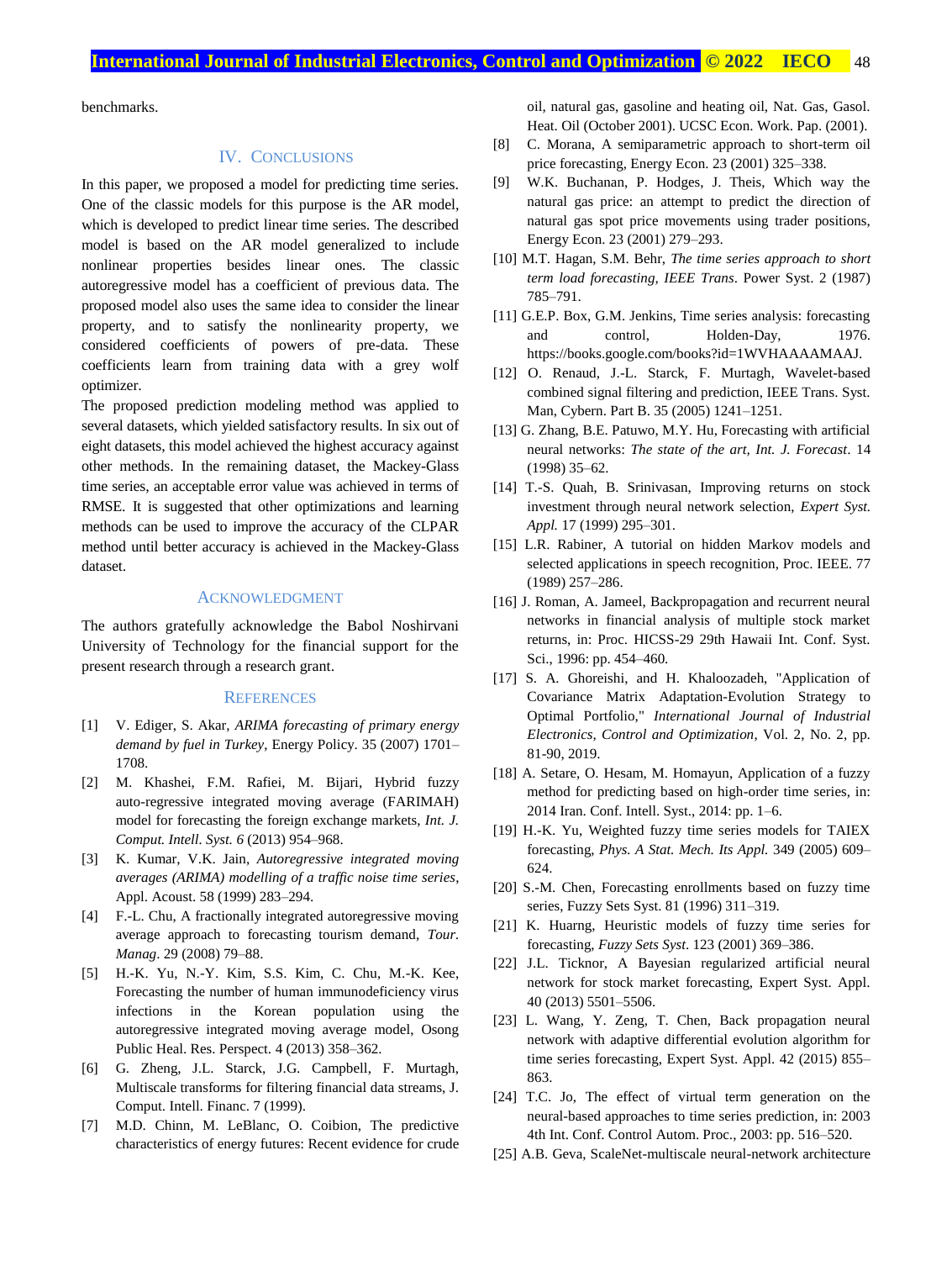benchmarks.

## IV. Conclusions

In this paper, we proposed a model for predicting time series. One of the classic models for this purpose is the AR model, which is developed to predict linear time series. The described model is based on the AR model generalized to include nonlinear properties besides linear ones. The classic autoregressive model has a coefficient of previous data. The proposed model also uses the same idea to consider the linear property, and to satisfy the nonlinearity property, we considered coefficients of powers of pre-data. These coefficients learn from training data with a grey wolf optimizer.

The proposed prediction modeling method was applied to several datasets, which yielded satisfactory results. In six out of eight datasets, this model achieved the highest accuracy against other methods. In the remaining dataset, the Mackey-Glass time series, an acceptable error value was achieved in terms of RMSE. It is suggested that other optimizations and learning methods can be used to improve the accuracy of the CLPAR method until better accuracy is achieved in the Mackey-Glass dataset.

## Acknowledgment

The authors gratefully acknowledge the Babol Noshirvani University of Technology for the financial support for the present research through a research grant.

## References

[1] V. Ediger, S. Akar, *ARIMA forecasting of primary energy demand by fuel in Turkey*, Energy Policy. 35 (2007) 1701–1708.

[2] M. Khashei, F.M. Rafiei, M. Bijari, Hybrid fuzzy auto-regressive integrated moving average (FARIMAH) model for forecasting the foreign exchange markets, *Int. J. Comput. Intell. Syst. 6* (2013) 954–968.

[3] K. Kumar, V.K. Jain, *Autoregressive integrated moving averages (ARIMA) modelling of a traffic noise time series*, Appl. Acoust. 58 (1999) 283–294.

[4] F.-L. Chu, A fractionally integrated autoregressive moving average approach to forecasting tourism demand, *Tour. Manag*. 29 (2008) 79–88.

[5] H.-K. Yu, N.-Y. Kim, S.S. Kim, C. Chu, M.-K. Kee, Forecasting the number of human immunodeficiency virus infections in the Korean population using the autoregressive integrated moving average model, Osong Public Heal. Res. Perspect. 4 (2013) 358–362.

[6] G. Zheng, J.L. Starck, J.G. Campbell, F. Murtagh, Multiscale transforms for filtering financial data streams, J. Comput. Intell. Financ. 7 (1999).

[7] M.D. Chinn, M. LeBlanc, O. Coibion, The predictive characteristics of energy futures: Recent evidence for crude oil, natural gas, gasoline and heating oil, Nat. Gas, Gasol. Heat. Oil (October 2001). UCSC Econ. Work. Pap. (2001).

[8] C. Morana, A semiparametric approach to short-term oil price forecasting, Energy Econ. 23 (2001) 325–338.

[9] W.K. Buchanan, P. Hodges, J. Theis, Which way the natural gas price: an attempt to predict the direction of natural gas spot price movements using trader positions, Energy Econ. 23 (2001) 279–293.

[10] M.T. Hagan, S.M. Behr, *The time series approach to short term load forecasting, IEEE Trans*. Power Syst. 2 (1987) 785–791.

[11] G.E.P. Box, G.M. Jenkins, Time series analysis: forecasting and control, Holden-Day, 1976. https://books.google.com/books?id=1WVHAAAAMAAJ.

[12] O. Renaud, J.-L. Starck, F. Murtagh, Wavelet-based combined signal filtering and prediction, IEEE Trans. Syst. Man, Cybern. Part B. 35 (2005) 1241–1251.

[13] G. Zhang, B.E. Patuwo, M.Y. Hu, Forecasting with artificial neural networks: *The state of the art, Int. J. Forecast*. 14 (1998) 35–62.

[14] T.-S. Quah, B. Srinivasan, Improving returns on stock investment through neural network selection, *Expert Syst. Appl.* 17 (1999) 295–301.

[15] L.R. Rabiner, A tutorial on hidden Markov models and selected applications in speech recognition, Proc. IEEE. 77 (1989) 257–286.

[16] J. Roman, A. Jameel, Backpropagation and recurrent neural networks in financial analysis of multiple stock market returns, in: Proc. HICSS-29 29th Hawaii Int. Conf. Syst. Sci., 1996: pp. 454–460.

[17] S. A. Ghoreishi, and H. Khaloozadeh, "Application of Covariance Matrix Adaptation-Evolution Strategy to Optimal Portfolio," *International Journal of Industrial Electronics, Control and Optimization*, Vol. 2, No. 2, pp. 81-90, 2019.

[18] A. Setare, O. Hesam, M. Homayun, Application of a fuzzy method for predicting based on high-order time series, in: 2014 Iran. Conf. Intell. Syst., 2014: pp. 1–6.

[19] H.-K. Yu, Weighted fuzzy time series models for TAIEX forecasting, *Phys. A Stat. Mech. Its Appl.* 349 (2005) 609–624.

[20] S.-M. Chen, Forecasting enrollments based on fuzzy time series, Fuzzy Sets Syst. 81 (1996) 311–319.

[21] K. Huarng, Heuristic models of fuzzy time series for forecasting, *Fuzzy Sets Syst*. 123 (2001) 369–386.

[22] J.L. Ticknor, A Bayesian regularized artificial neural network for stock market forecasting, Expert Syst. Appl. 40 (2013) 5501–5506.

[23] L. Wang, Y. Zeng, T. Chen, Back propagation neural network with adaptive differential evolution algorithm for time series forecasting, Expert Syst. Appl. 42 (2015) 855–863.

[24] T.C. Jo, The effect of virtual term generation on the neural-based approaches to time series prediction, in: 2003 4th Int. Conf. Control Autom. Proc., 2003: pp. 516–520.

[25] A.B. Geva, ScaleNet-multiscale neural-network architecture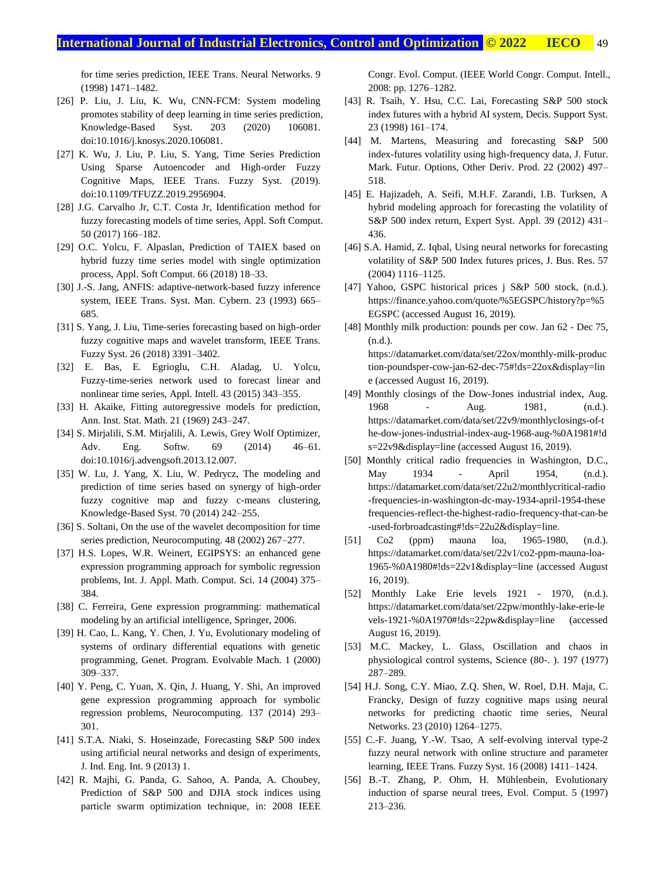for time series prediction, IEEE Trans. Neural Networks. 9 (1998) 1471–1482.

[26] P. Liu, J. Liu, K. Wu, CNN-FCM: System modeling promotes stability of deep learning in time series prediction, Knowledge-Based Syst. 203 (2020) 106081. doi:10.1016/j.knosys.2020.106081.

[27] K. Wu, J. Liu, P. Liu, S. Yang, Time Series Prediction Using Sparse Autoencoder and High-order Fuzzy Cognitive Maps, IEEE Trans. Fuzzy Syst. (2019). doi:10.1109/TFUZZ.2019.2956904.

[28] J.G. Carvalho Jr, C.T. Costa Jr, Identification method for fuzzy forecasting models of time series, Appl. Soft Comput. 50 (2017) 166–182.

[29] O.C. Yolcu, F. Alpaslan, Prediction of TAIEX based on hybrid fuzzy time series model with single optimization process, Appl. Soft Comput. 66 (2018) 18–33.

[30] J.-S. Jang, ANFIS: adaptive-network-based fuzzy inference system, IEEE Trans. Syst. Man. Cybern. 23 (1993) 665–685.

[31] S. Yang, J. Liu, Time-series forecasting based on high-order fuzzy cognitive maps and wavelet transform, IEEE Trans. Fuzzy Syst. 26 (2018) 3391–3402.

[32] E. Bas, E. Egrioglu, C.H. Aladag, U. Yolcu, Fuzzy-time-series network used to forecast linear and nonlinear time series, Appl. Intell. 43 (2015) 343–355.

[33] H. Akaike, Fitting autoregressive models for prediction, Ann. Inst. Stat. Math. 21 (1969) 243–247.

[34] S. Mirjalili, S.M. Mirjalili, A. Lewis, Grey Wolf Optimizer, Adv. Eng. Softw. 69 (2014) 46–61. doi:10.1016/j.advengsoft.2013.12.007.

[35] W. Lu, J. Yang, X. Liu, W. Pedrycz, The modeling and prediction of time series based on synergy of high-order fuzzy cognitive map and fuzzy c-means clustering, Knowledge-Based Syst. 70 (2014) 242–255.

[36] S. Soltani, On the use of the wavelet decomposition for time series prediction, Neurocomputing. 48 (2002) 267–277.

[37] H.S. Lopes, W.R. Weinert, EGIPSYS: an enhanced gene expression programming approach for symbolic regression problems, Int. J. Appl. Math. Comput. Sci. 14 (2004) 375–384.

[38] C. Ferreira, Gene expression programming: mathematical modeling by an artificial intelligence, Springer, 2006.

[39] H. Cao, L. Kang, Y. Chen, J. Yu, Evolutionary modeling of systems of ordinary differential equations with genetic programming, Genet. Program. Evolvable Mach. 1 (2000) 309–337.

[40] Y. Peng, C. Yuan, X. Qin, J. Huang, Y. Shi, An improved gene expression programming approach for symbolic regression problems, Neurocomputing. 137 (2014) 293–301.

[41] S.T.A. Niaki, S. Hoseinzade, Forecasting S&P 500 index using artificial neural networks and design of experiments, J. Ind. Eng. Int. 9 (2013) 1.

[42] R. Majhi, G. Panda, G. Sahoo, A. Panda, A. Choubey, Prediction of S&P 500 and DJIA stock indices using particle swarm optimization technique, in: 2008 IEEE Congr. Evol. Comput. (IEEE World Congr. Comput. Intell., 2008: pp. 1276–1282.

[43] R. Tsaih, Y. Hsu, C.C. Lai, Forecasting S&P 500 stock index futures with a hybrid AI system, Decis. Support Syst. 23 (1998) 161–174.

[44] M. Martens, Measuring and forecasting S&P 500 index-futures volatility using high-frequency data, J. Futur. Mark. Futur. Options, Other Deriv. Prod. 22 (2002) 497–518.

[45] E. Hajizadeh, A. Seifi, M.H.F. Zarandi, I.B. Turksen, A hybrid modeling approach for forecasting the volatility of S&P 500 index return, Expert Syst. Appl. 39 (2012) 431–436.

[46] S.A. Hamid, Z. Iqbal, Using neural networks for forecasting volatility of S&P 500 Index futures prices, J. Bus. Res. 57 (2004) 1116–1125.

[47] Yahoo, GSPC historical prices j S&P 500 stock, (n.d.). https://finance.yahoo.com/quote/%5EGSPC/history?p=%5EGSPC (accessed August 16, 2019).

[48] Monthly milk production: pounds per cow. Jan 62 - Dec 75, (n.d.). https://datamarket.com/data/set/22ox/monthly-milk-production-poundsper-cow-jan-62-dec-75#!ds=22ox&display=line (accessed August 16, 2019).

[49] Monthly closings of the Dow-Jones industrial index, Aug. 1968 - Aug. 1981, (n.d.). https://datamarket.com/data/set/22v9/monthlyclosings-of-the-dow-jones-industrial-index-aug-1968-aug-%0A1981#!ds=22v9&display=line (accessed August 16, 2019).

[50] Monthly critical radio frequencies in Washington, D.C., May 1934 - April 1954, (n.d.). https://datamarket.com/data/set/22u2/monthlycritical-radio-frequencies-in-washington-dc-may-1934-april-1954-these-frequencies-reflect-the-highest-radio-frequency-that-can-be-used-forbroadcasting#!ds=22u2&display=line.

[51] Co2 (ppm) mauna loa, 1965-1980, (n.d.). https://datamarket.com/data/set/22v1/co2-ppm-mauna-loa-1965-%0A1980#!ds=22v1&display=line (accessed August 16, 2019).

[52] Monthly Lake Erie levels 1921 - 1970, (n.d.). https://datamarket.com/data/set/22pw/monthly-lake-erie-levels-1921-%0A1970#!ds=22pw&display=line (accessed August 16, 2019).

[53] M.C. Mackey, L. Glass, Oscillation and chaos in physiological control systems, Science (80-. ). 197 (1977) 287–289.

[54] H.J. Song, C.Y. Miao, Z.Q. Shen, W. Roel, D.H. Maja, C. Francky, Design of fuzzy cognitive maps using neural networks for predicting chaotic time series, Neural Networks. 23 (2010) 1264–1275.

[55] C.-F. Juang, Y.-W. Tsao, A self-evolving interval type-2 fuzzy neural network with online structure and parameter learning, IEEE Trans. Fuzzy Syst. 16 (2008) 1411–1424.

[56] B.-T. Zhang, P. Ohm, H. Mühlenbein, Evolutionary induction of sparse neural trees, Evol. Comput. 5 (1997) 213–236.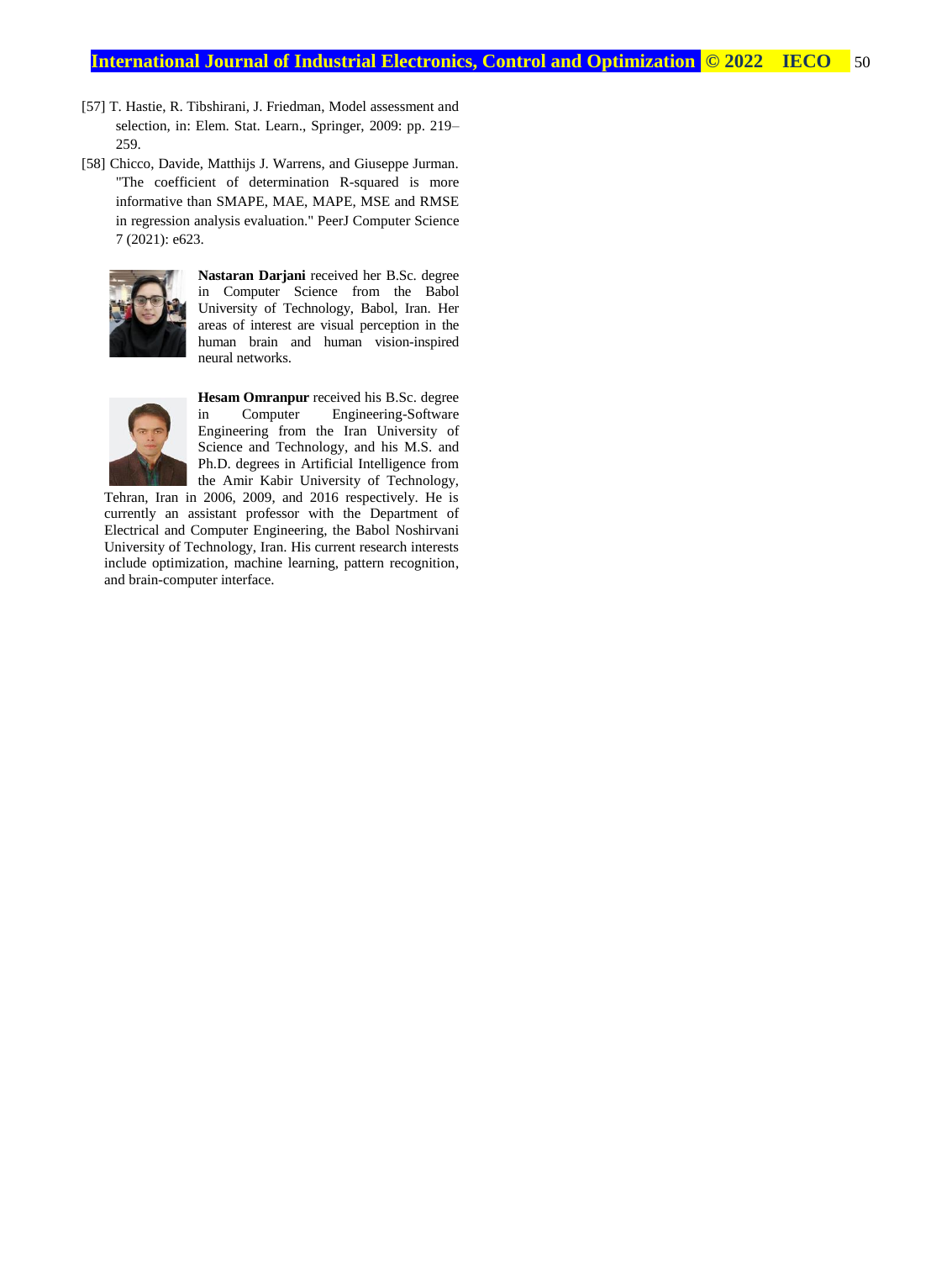[57] T. Hastie, R. Tibshirani, J. Friedman, Model assessment and selection, in: Elem. Stat. Learn., Springer, 2009: pp. 219–259.

[58] Chicco, Davide, Matthijs J. Warrens, and Giuseppe Jurman. "The coefficient of determination R-squared is more informative than SMAPE, MAE, MAPE, MSE and RMSE in regression analysis evaluation." PeerJ Computer Science 7 (2021): e623.

**Nastaran Darjani** received her B.Sc. degree in Computer Science from the Babol University of Technology, Babol, Iran. Her areas of interest are visual perception in the human brain and human vision-inspired neural networks.

**Hesam Omranpur** received his B.Sc. degree in Computer Engineering-Software Engineering from the Iran University of Science and Technology, and his M.S. and Ph.D. degrees in Artificial Intelligence from the Amir Kabir University of Technology, Tehran, Iran in 2006, 2009, and 2016 respectively. He is currently an assistant professor with the Department of Electrical and Computer Engineering, the Babol Noshirvani University of Technology, Iran. His current research interests include optimization, machine learning, pattern recognition, and brain-computer interface.